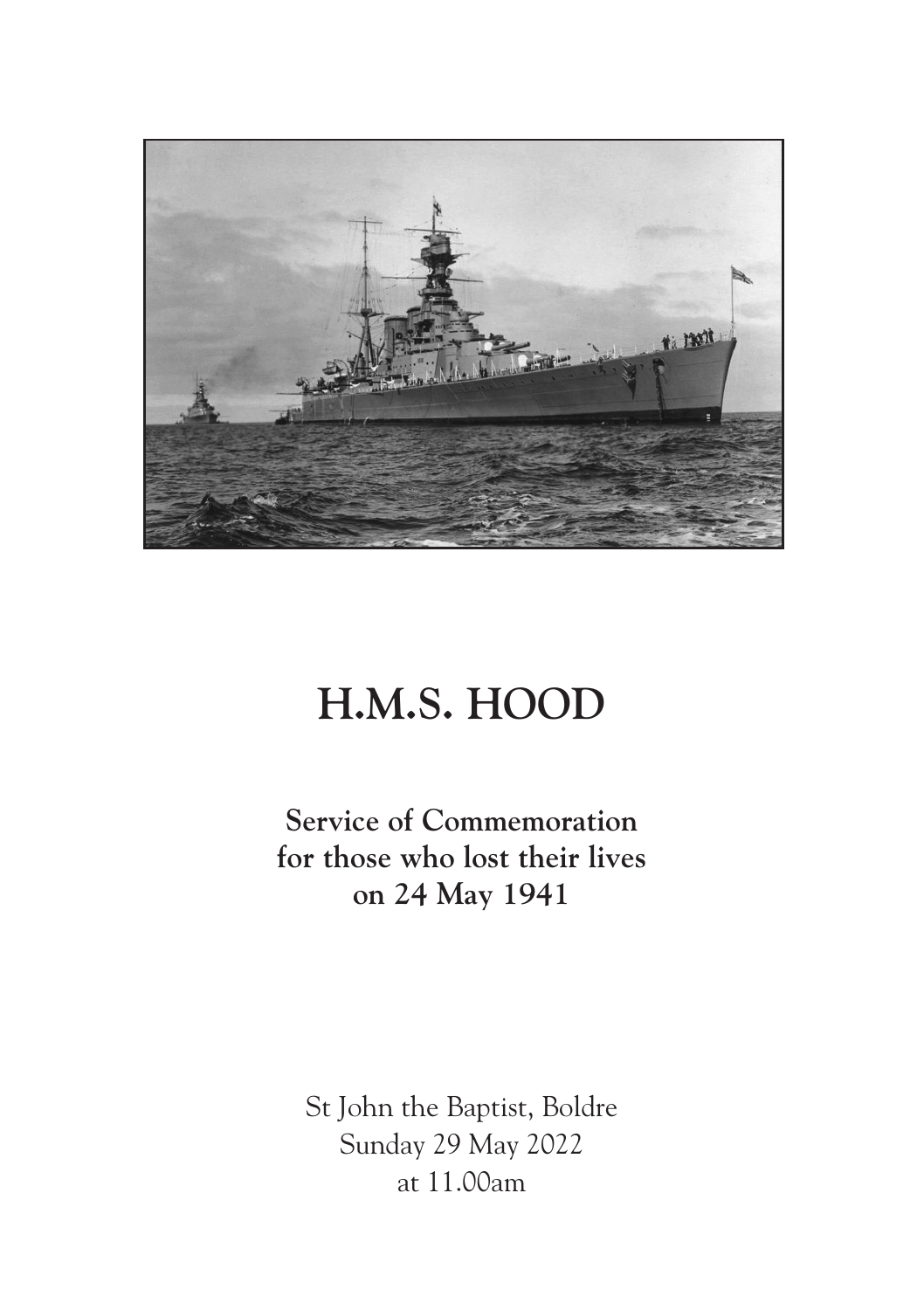# H.M.S. HOOD

**Service of Commemoration**
**for those who lost their lives**
**on 24 May 1941**

St John the Baptist, Boldre
Sunday 29 May 2022
at 11.00am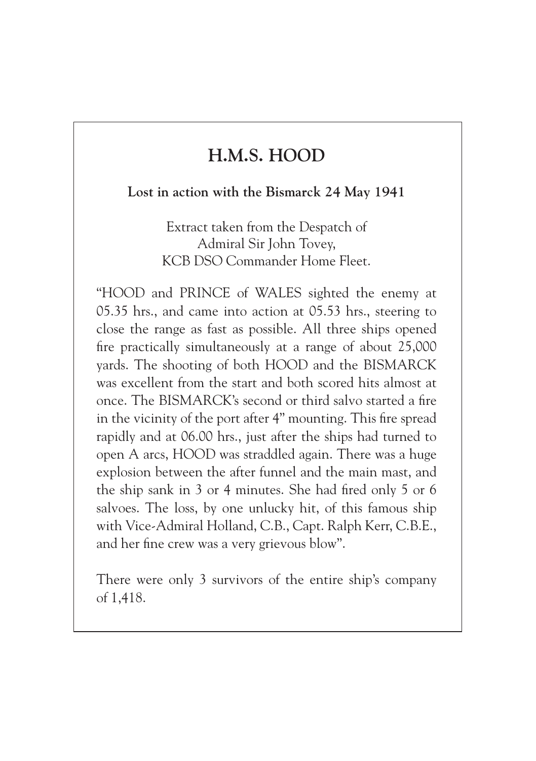# H.M.S. HOOD

**Lost in action with the Bismarck 24 May 1941**

Extract taken from the Despatch of
Admiral Sir John Tovey,
KCB DSO Commander Home Fleet.

"HOOD and PRINCE of WALES sighted the enemy at 05.35 hrs., and came into action at 05.53 hrs., steering to close the range as fast as possible. All three ships opened fire practically simultaneously at a range of about 25,000 yards. The shooting of both HOOD and the BISMARCK was excellent from the start and both scored hits almost at once. The BISMARCK's second or third salvo started a fire in the vicinity of the port after 4" mounting. This fire spread rapidly and at 06.00 hrs., just after the ships had turned to open A arcs, HOOD was straddled again. There was a huge explosion between the after funnel and the main mast, and the ship sank in 3 or 4 minutes. She had fired only 5 or 6 salvoes. The loss, by one unlucky hit, of this famous ship with Vice-Admiral Holland, C.B., Capt. Ralph Kerr, C.B.E., and her fine crew was a very grievous blow".

There were only 3 survivors of the entire ship's company of 1,418.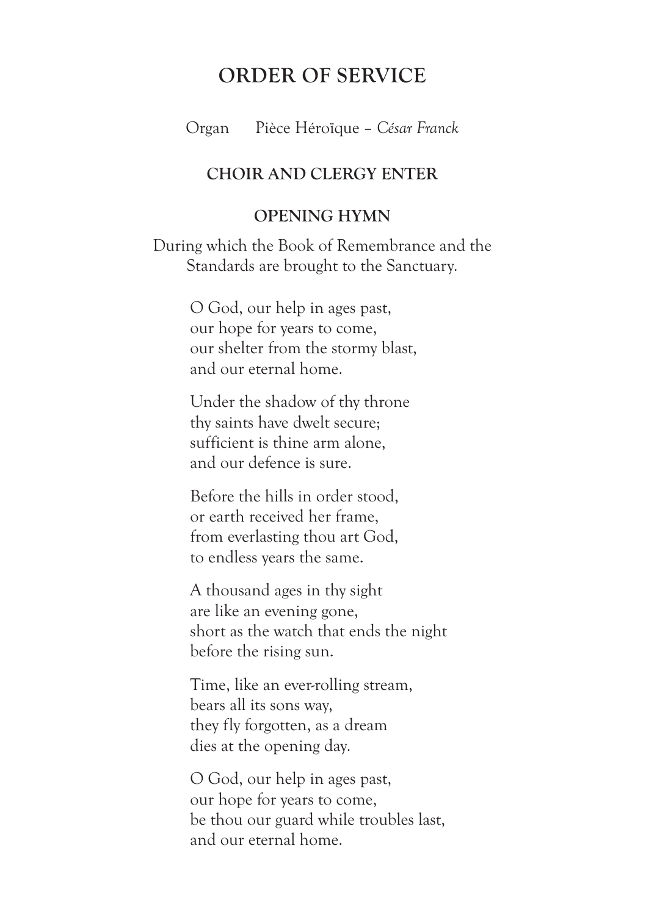# ORDER OF SERVICE

Organ  Pièce Héroïque – *César Franck*

### CHOIR AND CLERGY ENTER

### OPENING HYMN

During which the Book of Remembrance and the Standards are brought to the Sanctuary.

O God, our help in ages past,
our hope for years to come,
our shelter from the stormy blast,
and our eternal home.

Under the shadow of thy throne
thy saints have dwelt secure;
sufficient is thine arm alone,
and our defence is sure.

Before the hills in order stood,
or earth received her frame,
from everlasting thou art God,
to endless years the same.

A thousand ages in thy sight
are like an evening gone,
short as the watch that ends the night
before the rising sun.

Time, like an ever-rolling stream,
bears all its sons way,
they fly forgotten, as a dream
dies at the opening day.

O God, our help in ages past,
our hope for years to come,
be thou our guard while troubles last,
and our eternal home.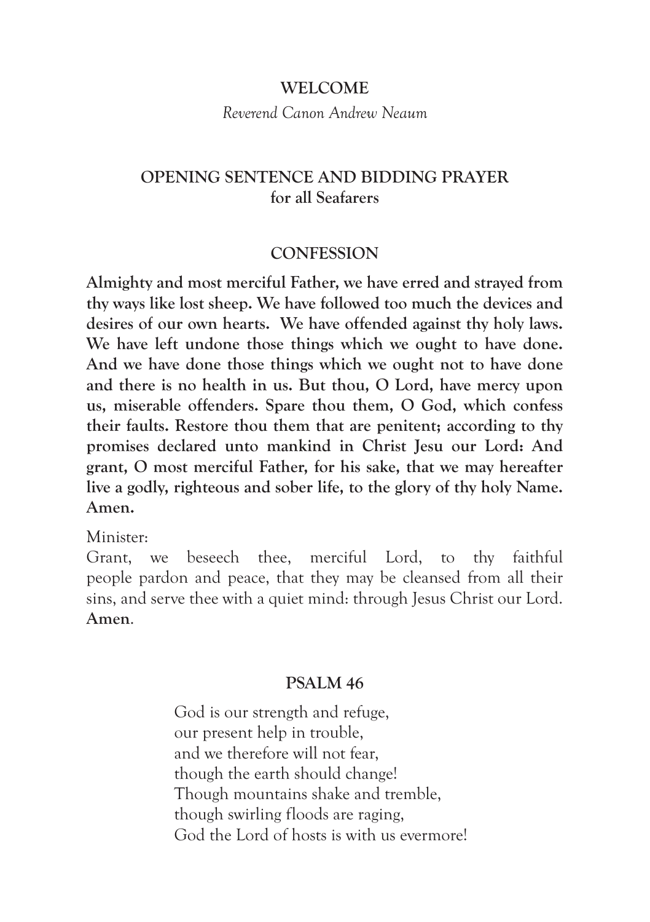## WELCOME

*Reverend Canon Andrew Neaum*

## OPENING SENTENCE AND BIDDING PRAYER for all Seafarers

## CONFESSION

**Almighty and most merciful Father, we have erred and strayed from thy ways like lost sheep. We have followed too much the devices and desires of our own hearts. We have offended against thy holy laws. We have left undone those things which we ought to have done. And we have done those things which we ought not to have done and there is no health in us. But thou, O Lord, have mercy upon us, miserable offenders. Spare thou them, O God, which confess their faults. Restore thou them that are penitent; according to thy promises declared unto mankind in Christ Jesu our Lord: And grant, O most merciful Father, for his sake, that we may hereafter live a godly, righteous and sober life, to the glory of thy holy Name. Amen.**

Minister:
Grant, we beseech thee, merciful Lord, to thy faithful people pardon and peace, that they may be cleansed from all their sins, and serve thee with a quiet mind: through Jesus Christ our Lord. **Amen**.

## PSALM 46

God is our strength and refuge,
our present help in trouble,
and we therefore will not fear,
though the earth should change!
Though mountains shake and tremble,
though swirling floods are raging,
God the Lord of hosts is with us evermore!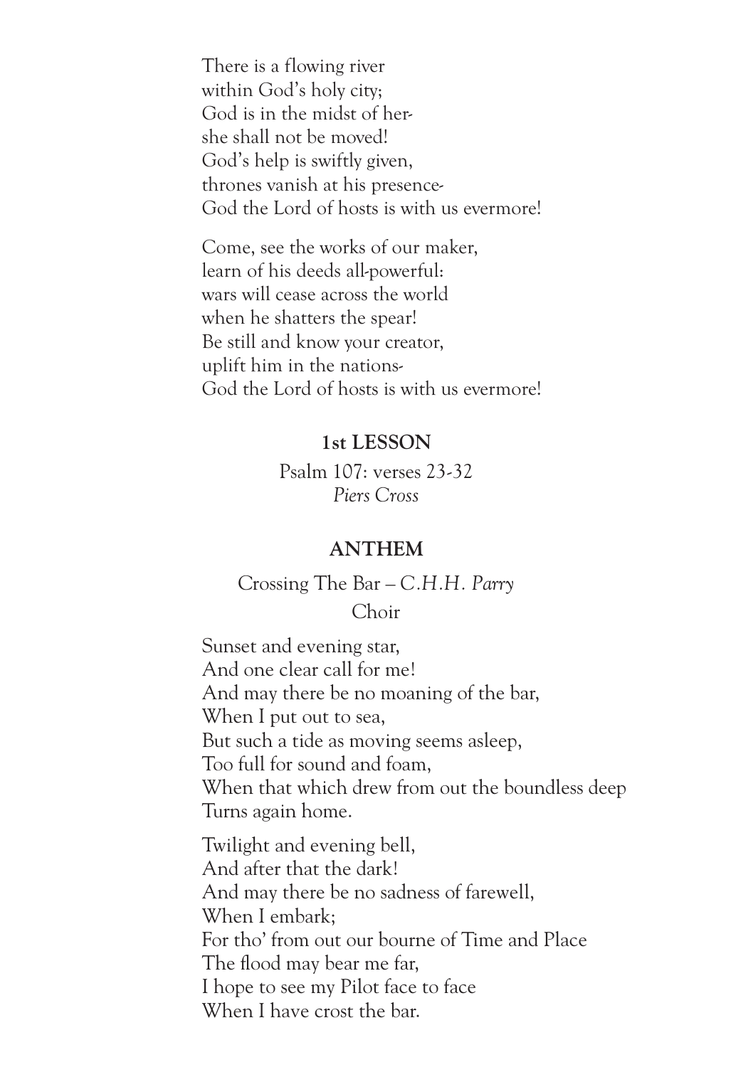There is a flowing river
within God's holy city;
God is in the midst of her-
she shall not be moved!
God's help is swiftly given,
thrones vanish at his presence-
God the Lord of hosts is with us evermore!

Come, see the works of our maker,
learn of his deeds all-powerful:
wars will cease across the world
when he shatters the spear!
Be still and know your creator,
uplift him in the nations-
God the Lord of hosts is with us evermore!

**1st LESSON**

Psalm 107: verses 23-32
*Piers Cross*

**ANTHEM**

Crossing The Bar – *C.H.H. Parry*
Choir

Sunset and evening star,
And one clear call for me!
And may there be no moaning of the bar,
When I put out to sea,
But such a tide as moving seems asleep,
Too full for sound and foam,
When that which drew from out the boundless deep
Turns again home.

Twilight and evening bell,
And after that the dark!
And may there be no sadness of farewell,
When I embark;
For tho' from out our bourne of Time and Place
The flood may bear me far,
I hope to see my Pilot face to face
When I have crost the bar.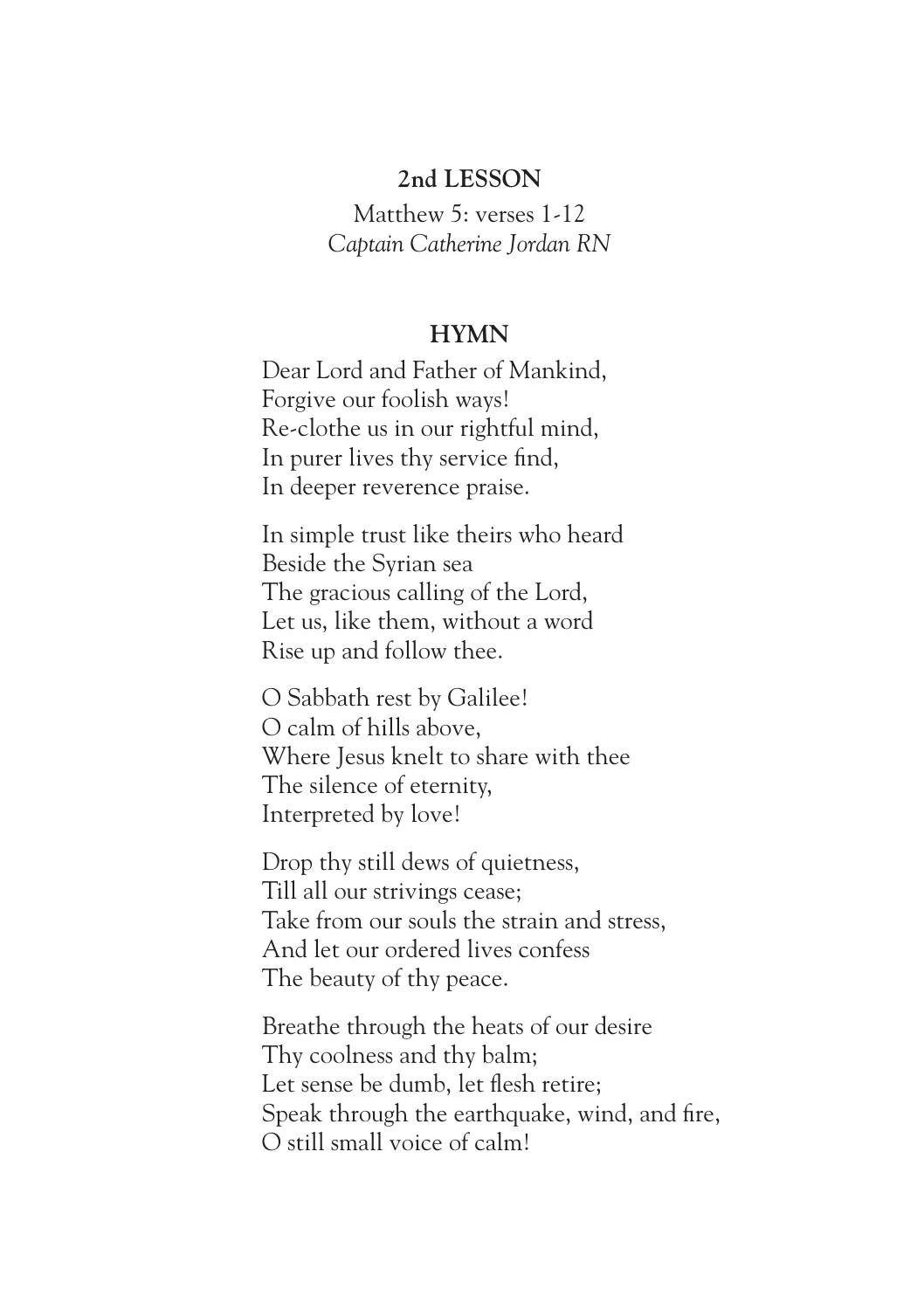## 2nd LESSON

Matthew 5: verses 1-12
*Captain Catherine Jordan RN*

## HYMN

Dear Lord and Father of Mankind,
Forgive our foolish ways!
Re-clothe us in our rightful mind,
In purer lives thy service find,
In deeper reverence praise.

In simple trust like theirs who heard
Beside the Syrian sea
The gracious calling of the Lord,
Let us, like them, without a word
Rise up and follow thee.

O Sabbath rest by Galilee!
O calm of hills above,
Where Jesus knelt to share with thee
The silence of eternity,
Interpreted by love!

Drop thy still dews of quietness,
Till all our strivings cease;
Take from our souls the strain and stress,
And let our ordered lives confess
The beauty of thy peace.

Breathe through the heats of our desire
Thy coolness and thy balm;
Let sense be dumb, let flesh retire;
Speak through the earthquake, wind, and fire,
O still small voice of calm!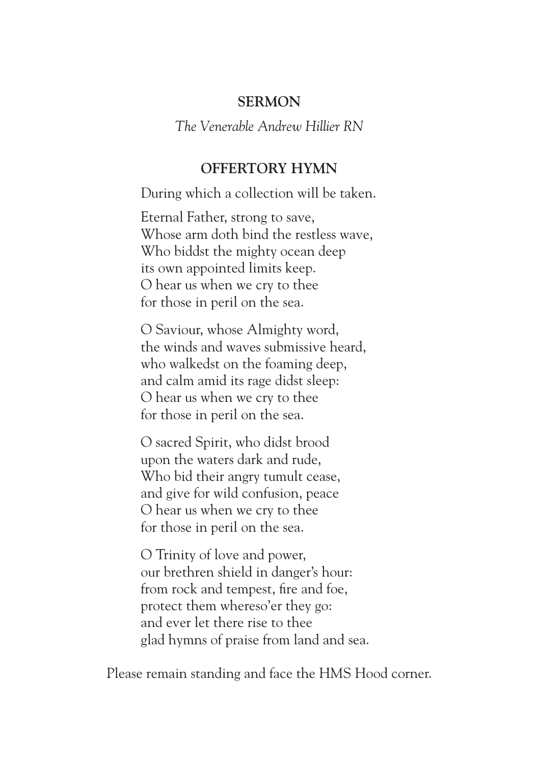## SERMON

*The Venerable Andrew Hillier RN*

## OFFERTORY HYMN

During which a collection will be taken.

Eternal Father, strong to save,  
Whose arm doth bind the restless wave,  
Who biddst the mighty ocean deep  
its own appointed limits keep.  
O hear us when we cry to thee  
for those in peril on the sea.

O Saviour, whose Almighty word,  
the winds and waves submissive heard,  
who walkedst on the foaming deep,  
and calm amid its rage didst sleep:  
O hear us when we cry to thee  
for those in peril on the sea.

O sacred Spirit, who didst brood  
upon the waters dark and rude,  
Who bid their angry tumult cease,  
and give for wild confusion, peace  
O hear us when we cry to thee  
for those in peril on the sea.

O Trinity of love and power,  
our brethren shield in danger's hour:  
from rock and tempest, fire and foe,  
protect them whereso'er they go:  
and ever let there rise to thee  
glad hymns of praise from land and sea.

Please remain standing and face the HMS Hood corner.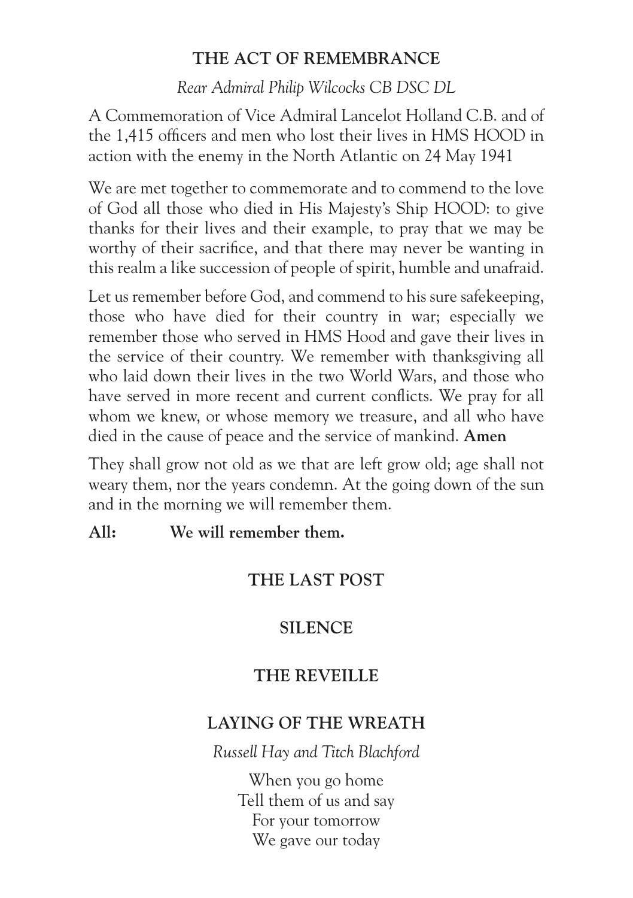## THE ACT OF REMEMBRANCE

*Rear Admiral Philip Wilcocks CB DSC DL*

A Commemoration of Vice Admiral Lancelot Holland C.B. and of the 1,415 officers and men who lost their lives in HMS HOOD in action with the enemy in the North Atlantic on 24 May 1941

We are met together to commemorate and to commend to the love of God all those who died in His Majesty's Ship HOOD: to give thanks for their lives and their example, to pray that we may be worthy of their sacrifice, and that there may never be wanting in this realm a like succession of people of spirit, humble and unafraid.

Let us remember before God, and commend to his sure safekeeping, those who have died for their country in war; especially we remember those who served in HMS Hood and gave their lives in the service of their country. We remember with thanksgiving all who laid down their lives in the two World Wars, and those who have served in more recent and current conflicts. We pray for all whom we knew, or whose memory we treasure, and all who have died in the cause of peace and the service of mankind. **Amen**

They shall grow not old as we that are left grow old; age shall not weary them, nor the years condemn. At the going down of the sun and in the morning we will remember them.

**All:** **We will remember them.**

## THE LAST POST

## SILENCE

## THE REVEILLE

## LAYING OF THE WREATH

*Russell Hay and Titch Blachford*

When you go home
Tell them of us and say
For your tomorrow
We gave our today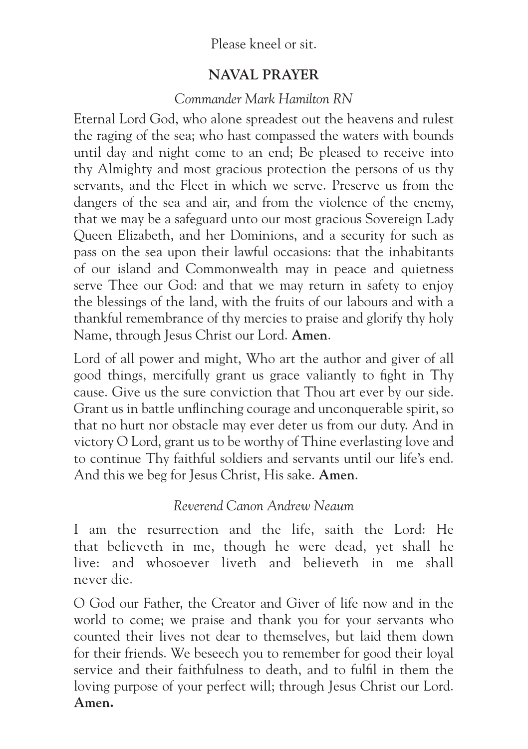Please kneel or sit.

## NAVAL PRAYER

*Commander Mark Hamilton RN*

Eternal Lord God, who alone spreadest out the heavens and rulest the raging of the sea; who hast compassed the waters with bounds until day and night come to an end; Be pleased to receive into thy Almighty and most gracious protection the persons of us thy servants, and the Fleet in which we serve. Preserve us from the dangers of the sea and air, and from the violence of the enemy, that we may be a safeguard unto our most gracious Sovereign Lady Queen Elizabeth, and her Dominions, and a security for such as pass on the sea upon their lawful occasions: that the inhabitants of our island and Commonwealth may in peace and quietness serve Thee our God: and that we may return in safety to enjoy the blessings of the land, with the fruits of our labours and with a thankful remembrance of thy mercies to praise and glorify thy holy Name, through Jesus Christ our Lord. **Amen**.

Lord of all power and might, Who art the author and giver of all good things, mercifully grant us grace valiantly to fight in Thy cause. Give us the sure conviction that Thou art ever by our side. Grant us in battle unflinching courage and unconquerable spirit, so that no hurt nor obstacle may ever deter us from our duty. And in victory O Lord, grant us to be worthy of Thine everlasting love and to continue Thy faithful soldiers and servants until our life's end. And this we beg for Jesus Christ, His sake. **Amen**.

*Reverend Canon Andrew Neaum*

I am the resurrection and the life, saith the Lord: He that believeth in me, though he were dead, yet shall he live: and whosoever liveth and believeth in me shall never die.

O God our Father, the Creator and Giver of life now and in the world to come; we praise and thank you for your servants who counted their lives not dear to themselves, but laid them down for their friends. We beseech you to remember for good their loyal service and their faithfulness to death, and to fulfil in them the loving purpose of your perfect will; through Jesus Christ our Lord. **Amen.**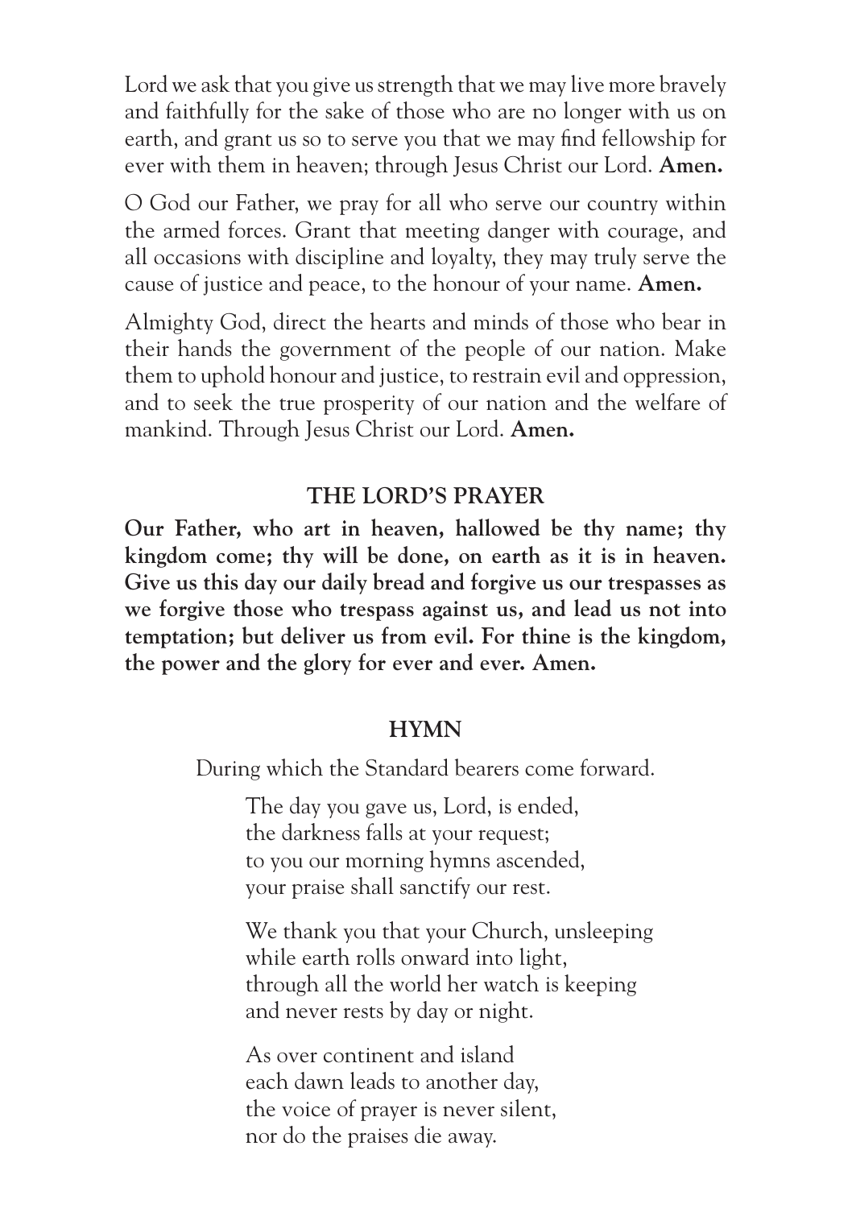Lord we ask that you give us strength that we may live more bravely and faithfully for the sake of those who are no longer with us on earth, and grant us so to serve you that we may find fellowship for ever with them in heaven; through Jesus Christ our Lord. **Amen.**

O God our Father, we pray for all who serve our country within the armed forces. Grant that meeting danger with courage, and all occasions with discipline and loyalty, they may truly serve the cause of justice and peace, to the honour of your name. **Amen.**

Almighty God, direct the hearts and minds of those who bear in their hands the government of the people of our nation. Make them to uphold honour and justice, to restrain evil and oppression, and to seek the true prosperity of our nation and the welfare of mankind. Through Jesus Christ our Lord. **Amen.**

## THE LORD'S PRAYER

**Our Father, who art in heaven, hallowed be thy name; thy kingdom come; thy will be done, on earth as it is in heaven. Give us this day our daily bread and forgive us our trespasses as we forgive those who trespass against us, and lead us not into temptation; but deliver us from evil. For thine is the kingdom, the power and the glory for ever and ever. Amen.**

## HYMN

During which the Standard bearers come forward.

The day you gave us, Lord, is ended,
the darkness falls at your request;
to you our morning hymns ascended,
your praise shall sanctify our rest.

We thank you that your Church, unsleeping
while earth rolls onward into light,
through all the world her watch is keeping
and never rests by day or night.

As over continent and island
each dawn leads to another day,
the voice of prayer is never silent,
nor do the praises die away.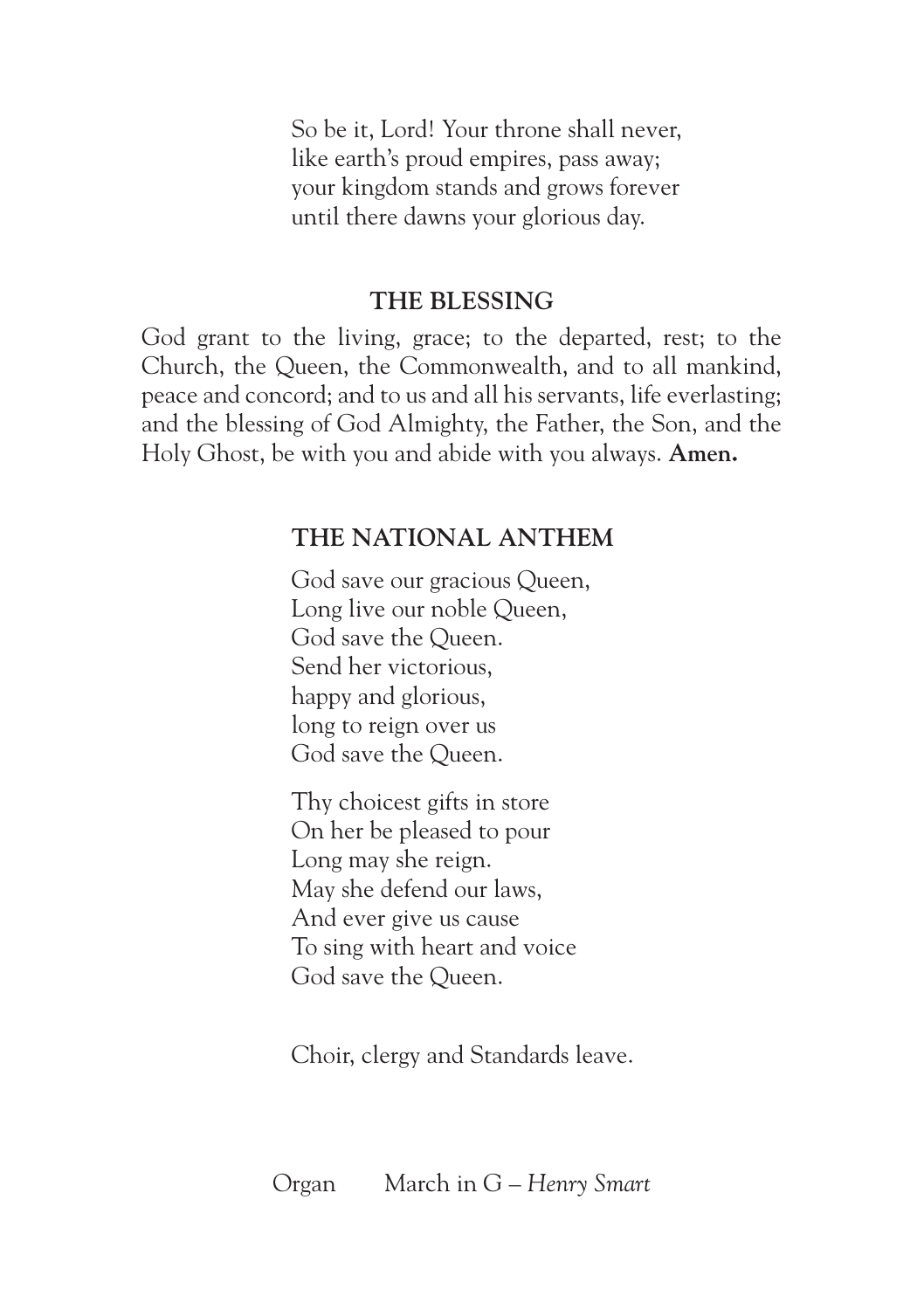So be it, Lord! Your throne shall never,
like earth's proud empires, pass away;
your kingdom stands and grows forever
until there dawns your glorious day.

## THE BLESSING

God grant to the living, grace; to the departed, rest; to the Church, the Queen, the Commonwealth, and to all mankind, peace and concord; and to us and all his servants, life everlasting; and the blessing of God Almighty, the Father, the Son, and the Holy Ghost, be with you and abide with you always. **Amen.**

## THE NATIONAL ANTHEM

God save our gracious Queen,
Long live our noble Queen,
God save the Queen.
Send her victorious,
happy and glorious,
long to reign over us
God save the Queen.

Thy choicest gifts in store
On her be pleased to pour
Long may she reign.
May she defend our laws,
And ever give us cause
To sing with heart and voice
God save the Queen.

Choir, clergy and Standards leave.

Organ March in G – *Henry Smart*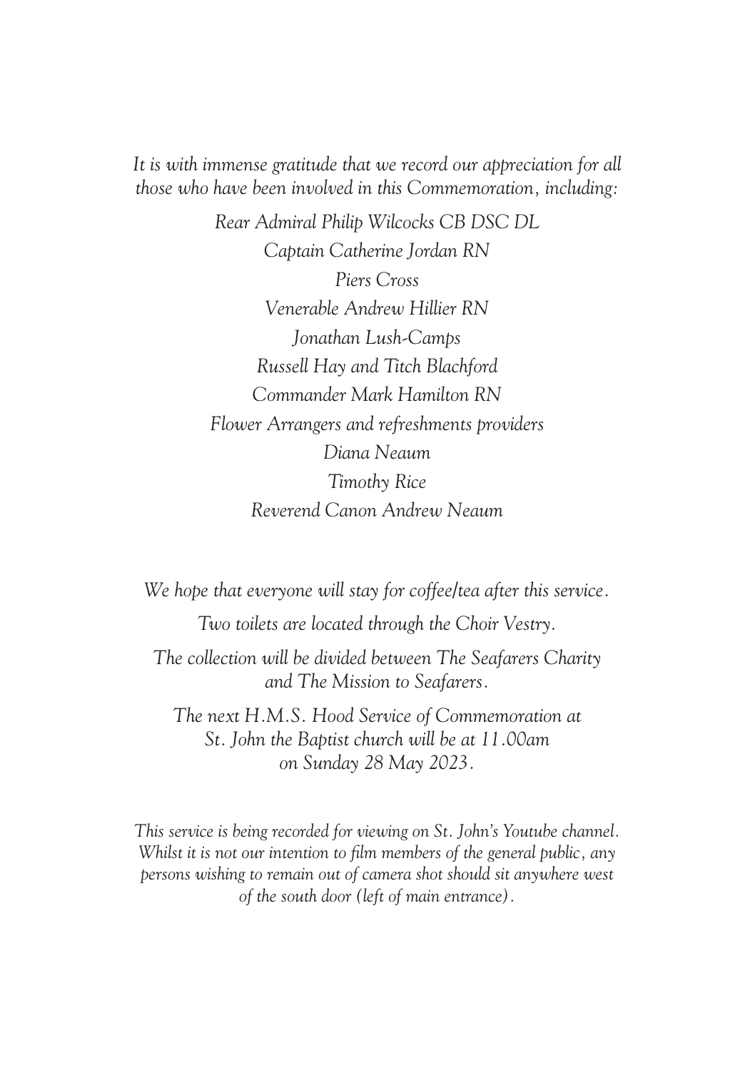*It is with immense gratitude that we record our appreciation for all those who have been involved in this Commemoration, including:*

*Rear Admiral Philip Wilcocks CB DSC DL*

*Captain Catherine Jordan RN*

*Piers Cross*

*Venerable Andrew Hillier RN*

*Jonathan Lush-Camps*

*Russell Hay and Titch Blachford*

*Commander Mark Hamilton RN*

*Flower Arrangers and refreshments providers*

*Diana Neaum*

*Timothy Rice*

*Reverend Canon Andrew Neaum*

*We hope that everyone will stay for coffee/tea after this service.*

*Two toilets are located through the Choir Vestry.*

*The collection will be divided between The Seafarers Charity and The Mission to Seafarers.*

*The next H.M.S. Hood Service of Commemoration at St. John the Baptist church will be at 11.00am on Sunday 28 May 2023.*

*This service is being recorded for viewing on St. John's Youtube channel. Whilst it is not our intention to film members of the general public, any persons wishing to remain out of camera shot should sit anywhere west of the south door (left of main entrance).*